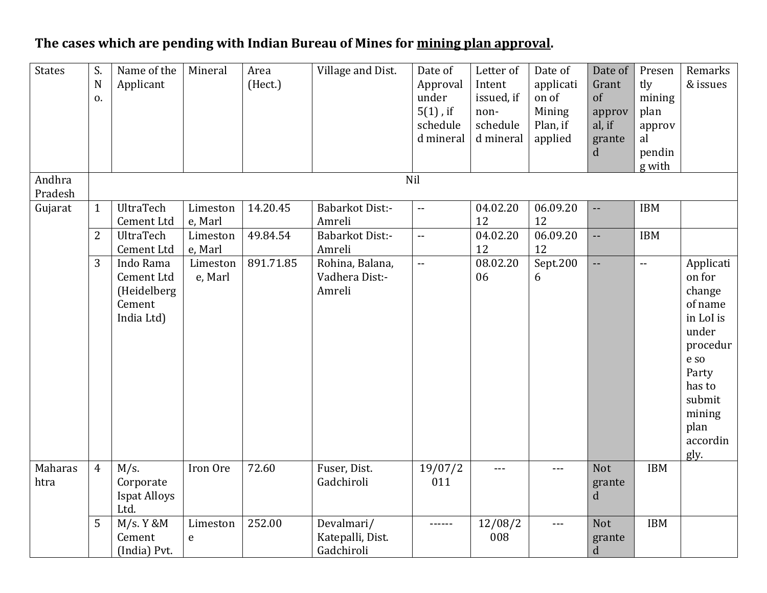**The cases which are pending with Indian Bureau of Mines for mining plan approval.**

| States | S. No. | Name of the Applicant | Mineral | Area (Hect.) | Village and Dist. | Date of Approval under 5(1) , if scheduled mineral | Letter of Intent issued, if non-scheduled mineral | Date of application of Mining Plan, if applied | Date of Grant of approval, if granted | Presently mining plan approval pending with | Remarks & issues |
|---|---|---|---|---|---|---|---|---|---|---|---|
| Andhra Pradesh | Nil | | | | | | | | | | |
| Gujarat | 1 | UltraTech Cement Ltd | Limestone, Marl | 14.20.45 | Babarkot Dist:-Amreli | -- | 04.02.2012 | 06.09.2012 | -- | IBM | |
| | 2 | UltraTech Cement Ltd | Limestone, Marl | 49.84.54 | Babarkot Dist:-Amreli | -- | 04.02.2012 | 06.09.2012 | -- | IBM | |
| | 3 | Indo Rama Cement Ltd (Heidelberg Cement India Ltd) | Limestone, Marl | 891.71.85 | Rohina, Balana, Vadhera Dist:-Amreli | -- | 08.02.2006 | Sept.2006 | -- | -- | Application for change of name in LoI is under procedure so Party has to submit mining plan accordingly. |
| Maharashtra | 4 | M/s. Corporate Ispat Alloys Ltd. | Iron Ore | 72.60 | Fuser, Dist. Gadchiroli | 19/07/2011 | --- | --- | Not granted | IBM | |
| | 5 | M/s. Y &M Cement (India) Pvt. | Limestone | 252.00 | Devalmari/ Katepalli, Dist. Gadchiroli | ------ | 12/08/2008 | --- | Not granted | IBM | |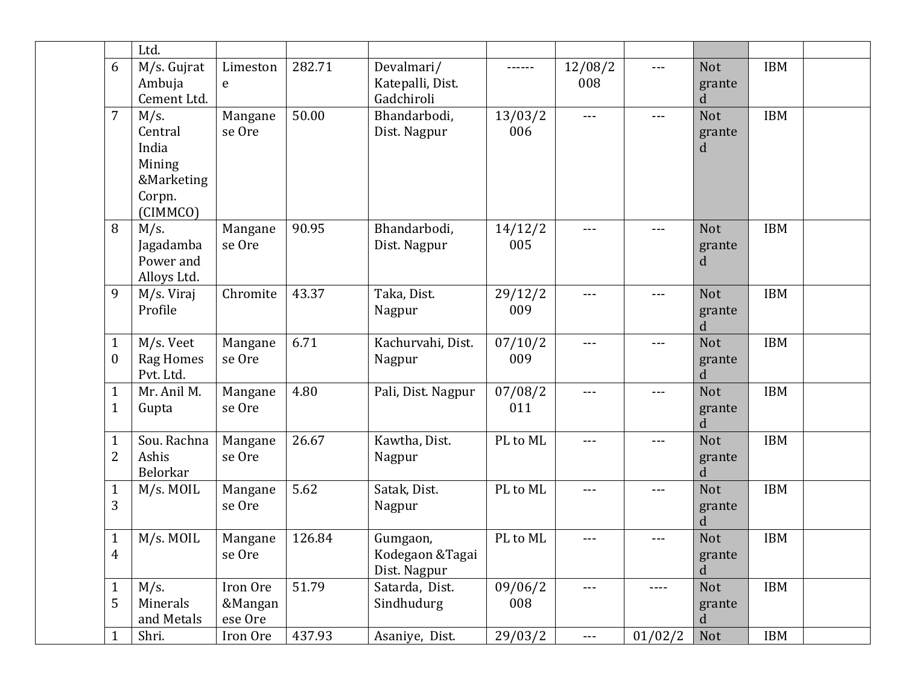|  |  | Ltd. |  |  |  |  |  |  |  |  |  |
|---|---|---|---|---|---|---|---|---|---|---|---|
|  | 6 | M/s. Gujrat Ambuja Cement Ltd. | Limestone | 282.71 | Devalmari/ Katepalli, Dist. Gadchiroli | ------ | 12/08/2008 | --- | Not granted | IBM |  |
|  | 7 | M/s. Central India Mining &Marketing Corpn. (CIMMCO) | Manganese Ore | 50.00 | Bhandarbodi, Dist. Nagpur | 13/03/2006 | --- | --- | Not granted | IBM |  |
|  | 8 | M/s. Jagadamba Power and Alloys Ltd. | Manganese Ore | 90.95 | Bhandarbodi, Dist. Nagpur | 14/12/2005 | --- | --- | Not granted | IBM |  |
|  | 9 | M/s. Viraj Profile | Chromite | 43.37 | Taka, Dist. Nagpur | 29/12/2009 | --- | --- | Not granted | IBM |  |
|  | 10 | M/s. Veet Rag Homes Pvt. Ltd. | Manganese Ore | 6.71 | Kachurvahi, Dist. Nagpur | 07/10/2009 | --- | --- | Not granted | IBM |  |
|  | 11 | Mr. Anil M. Gupta | Manganese Ore | 4.80 | Pali, Dist. Nagpur | 07/08/2011 | --- | --- | Not granted | IBM |  |
|  | 12 | Sou. Rachna Ashis Belorkar | Manganese Ore | 26.67 | Kawtha, Dist. Nagpur | PL to ML | --- | --- | Not granted | IBM |  |
|  | 13 | M/s. MOIL | Manganese Ore | 5.62 | Satak, Dist. Nagpur | PL to ML | --- | --- | Not granted | IBM |  |
|  | 14 | M/s. MOIL | Manganese Ore | 126.84 | Gumgaon, Kodegaon &Tagai Dist. Nagpur | PL to ML | --- | --- | Not granted | IBM |  |
|  | 15 | M/s. Minerals and Metals | Iron Ore &Manganese Ore | 51.79 | Satarda, Dist. Sindhudurg | 09/06/2008 | --- | ---- | Not granted | IBM |  |
|  | 1 | Shri. | Iron Ore | 437.93 | Asaniye, Dist. | 29/03/2 | --- | 01/02/2 | Not | IBM |  |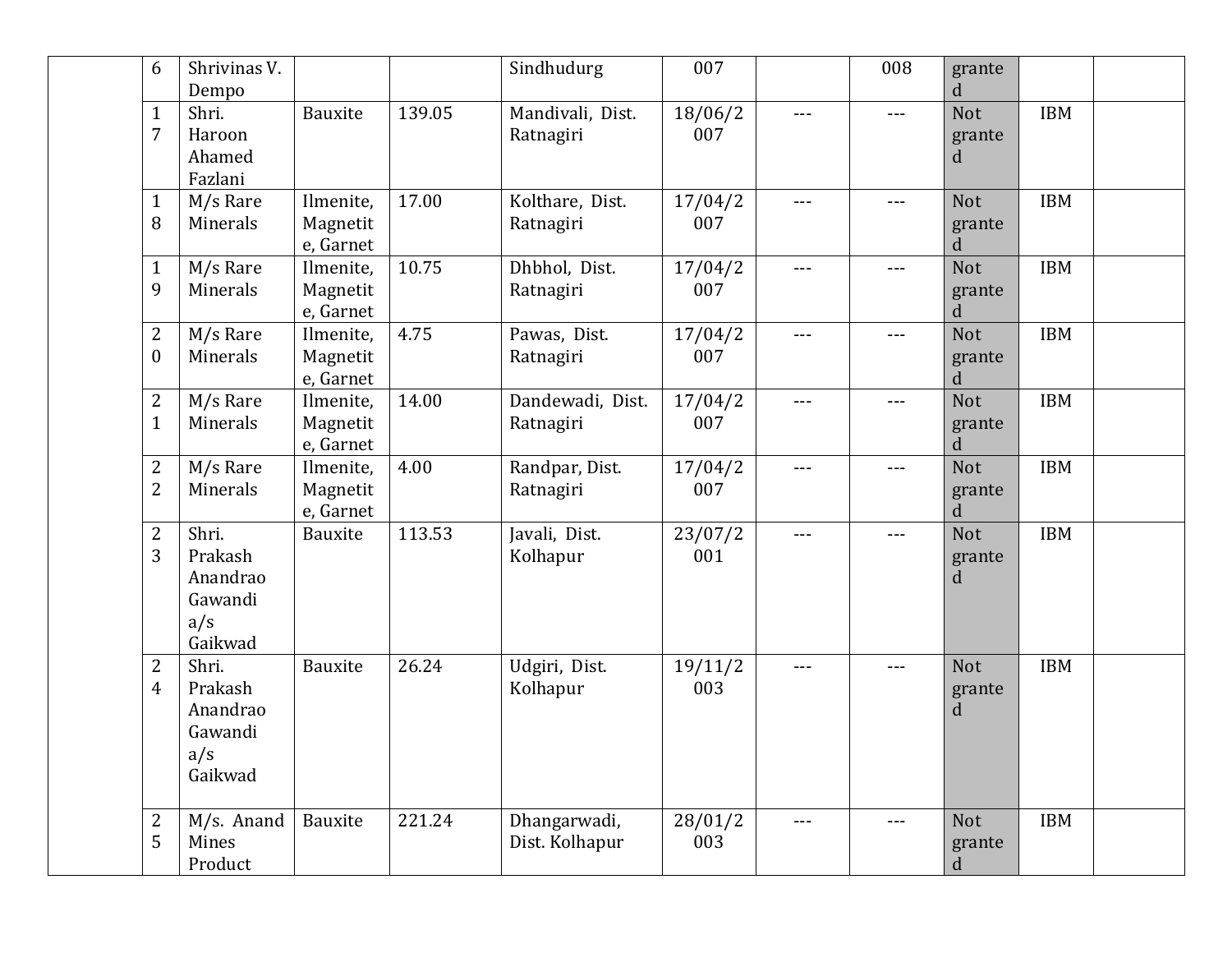| | | | | | | | | | | |
|---|---|---|---|---|---|---|---|---|---|---|
| | 16 | Shrivinas V. Dempo | | | Sindhudurg | 007 | | 008 | granted | | |
| | 17 | Shri. Haroon Ahamed Fazlani | Bauxite | 139.05 | Mandivali, Dist. Ratnagiri | 18/06/2007 | --- | --- | Not granted | IBM | |
| | 18 | M/s Rare Minerals | Ilmenite, Magnetite, Garnet | 17.00 | Kolthare, Dist. Ratnagiri | 17/04/2007 | --- | --- | Not granted | IBM | |
| | 19 | M/s Rare Minerals | Ilmenite, Magnetite, Garnet | 10.75 | Dhbhol, Dist. Ratnagiri | 17/04/2007 | --- | --- | Not granted | IBM | |
| | 20 | M/s Rare Minerals | Ilmenite, Magnetite, Garnet | 4.75 | Pawas, Dist. Ratnagiri | 17/04/2007 | --- | --- | Not granted | IBM | |
| | 21 | M/s Rare Minerals | Ilmenite, Magnetite, Garnet | 14.00 | Dandewadi, Dist. Ratnagiri | 17/04/2007 | --- | --- | Not granted | IBM | |
| | 22 | M/s Rare Minerals | Ilmenite, Magnetite, Garnet | 4.00 | Randpar, Dist. Ratnagiri | 17/04/2007 | --- | --- | Not granted | IBM | |
| | 23 | Shri. Prakash Anandrao Gawandi a/s Gaikwad | Bauxite | 113.53 | Javali, Dist. Kolhapur | 23/07/2001 | --- | --- | Not granted | IBM | |
| | 24 | Shri. Prakash Anandrao Gawandi a/s Gaikwad | Bauxite | 26.24 | Udgiri, Dist. Kolhapur | 19/11/2003 | --- | --- | Not granted | IBM | |
| | 25 | M/s. Anand Mines Product | Bauxite | 221.24 | Dhangarwadi, Dist. Kolhapur | 28/01/2003 | --- | --- | Not granted | IBM | |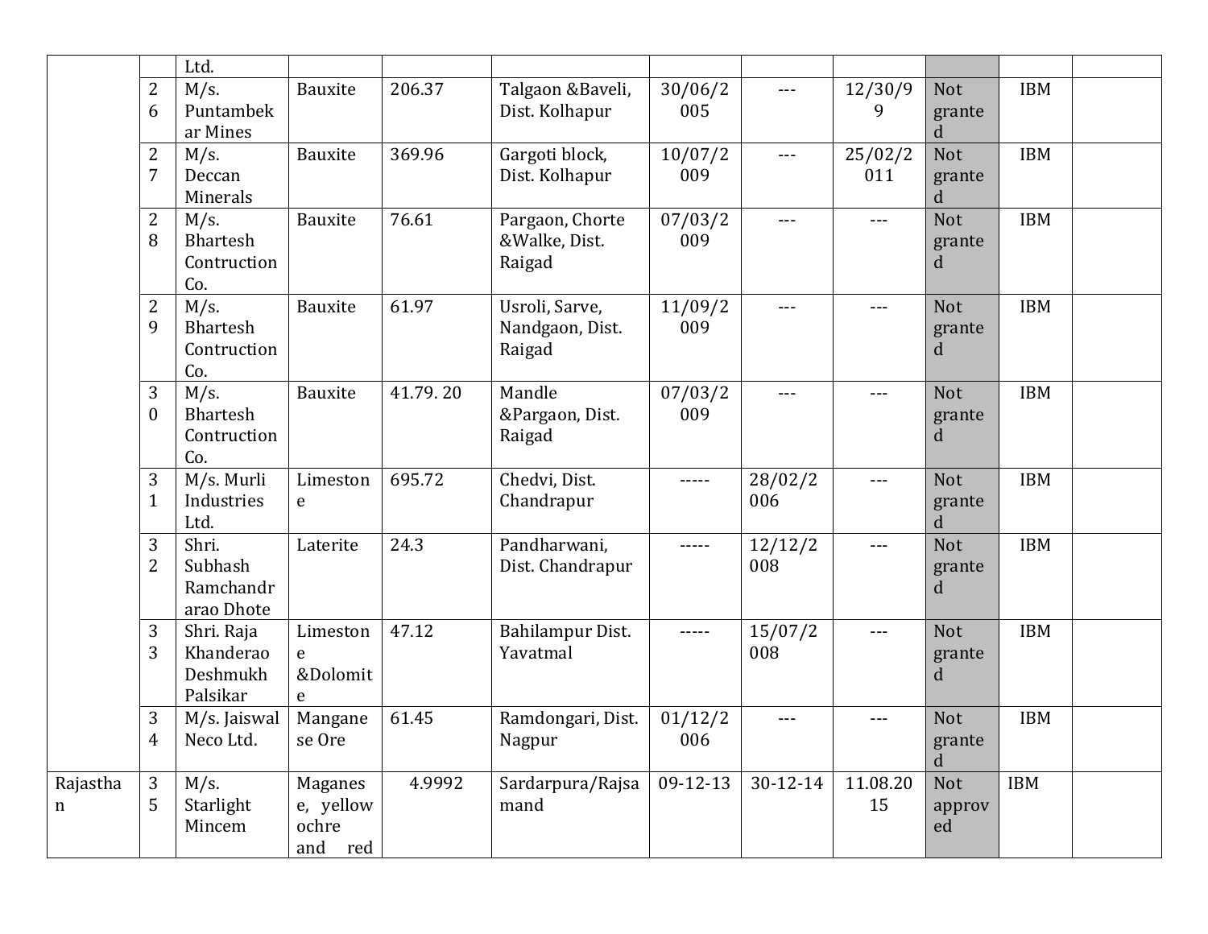| | | | | | | | | | | | |
|---|---|---|---|---|---|---|---|---|---|---|---|
| | | Ltd. | | | | | | | | | |
| | 26 | M/s. Puntambekar Mines | Bauxite | 206.37 | Talgaon &Baveli, Dist. Kolhapur | 30/06/2005 | --- | 12/30/99 | Not granted | IBM | |
| | 27 | M/s. Deccan Minerals | Bauxite | 369.96 | Gargoti block, Dist. Kolhapur | 10/07/2009 | --- | 25/02/2011 | Not granted | IBM | |
| | 28 | M/s. Bhartesh Contruction Co. | Bauxite | 76.61 | Pargaon, Chorte &Walke, Dist. Raigad | 07/03/2009 | --- | --- | Not granted | IBM | |
| | 29 | M/s. Bhartesh Contruction Co. | Bauxite | 61.97 | Usroli, Sarve, Nandgaon, Dist. Raigad | 11/09/2009 | --- | --- | Not granted | IBM | |
| | 30 | M/s. Bhartesh Contruction Co. | Bauxite | 41.79. 20 | Mandle &Pargaon, Dist. Raigad | 07/03/2009 | --- | --- | Not granted | IBM | |
| | 31 | M/s. Murli Industries Ltd. | Limestone | 695.72 | Chedvi, Dist. Chandrapur | ----- | 28/02/2006 | --- | Not granted | IBM | |
| | 32 | Shri. Subhash Ramchandrarao Dhote | Laterite | 24.3 | Pandharwani, Dist. Chandrapur | ----- | 12/12/2008 | --- | Not granted | IBM | |
| | 33 | Shri. Raja Khanderao Deshmukh Palsikar | Limestone &Dolomite | 47.12 | Bahilampur Dist. Yavatmal | ----- | 15/07/2008 | --- | Not granted | IBM | |
| | 34 | M/s. Jaiswal Neco Ltd. | Manganese Ore | 61.45 | Ramdongari, Dist. Nagpur | 01/12/2006 | --- | --- | Not granted | IBM | |
| Rajasthan | 35 | M/s. Starlight Mincem | Maganese, yellow ochre and red | 4.9992 | Sardarpura/Rajsamand | 09-12-13 | 30-12-14 | 11.08.2015 | Not approved | IBM | |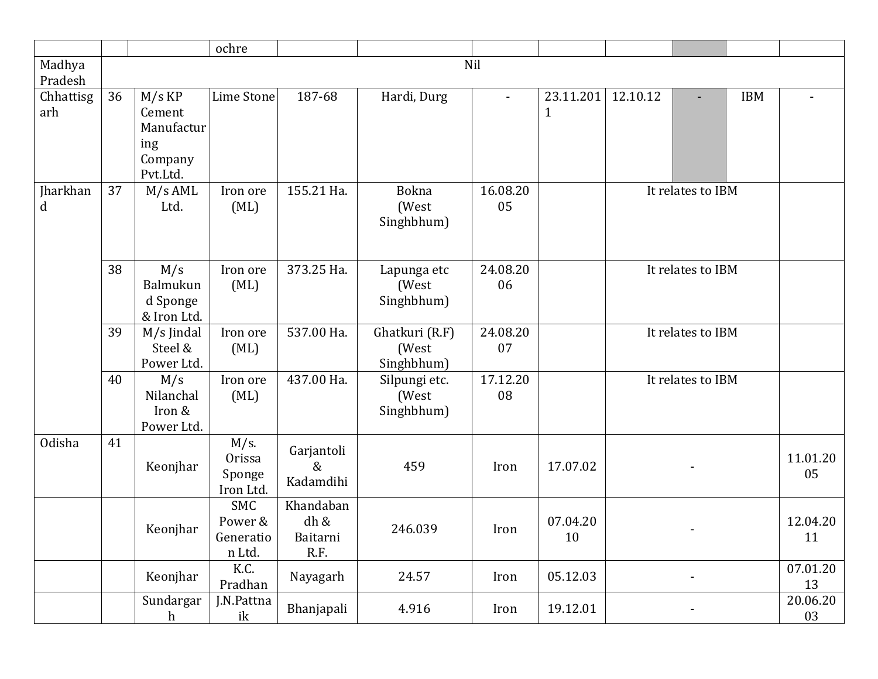| | | | ochre | | | | | | | | |
|---|---|---|---|---|---|---|---|---|---|---|---|
| Madhya Pradesh | Nil | | | | | | | | | | |
| Chhattisgarh | 36 | M/s KP Cement Manufacturing Company Pvt.Ltd. | Lime Stone | 187-68 | Hardi, Durg | - | 23.11.2011 | 12.10.12 | - | IBM | - |
| Jharkhand | 37 | M/s AML Ltd. | Iron ore (ML) | 155.21 Ha. | Bokna (West Singhbhum) | 16.08.2005 | | It relates to IBM | | | |
| | 38 | M/s Balmukund Sponge & Iron Ltd. | Iron ore (ML) | 373.25 Ha. | Lapunga etc (West Singhbhum) | 24.08.2006 | | It relates to IBM | | | |
| | 39 | M/s Jindal Steel & Power Ltd. | Iron ore (ML) | 537.00 Ha. | Ghatkuri (R.F) (West Singhbhum) | 24.08.2007 | | It relates to IBM | | | |
| | 40 | M/s Nilanchal Iron & Power Ltd. | Iron ore (ML) | 437.00 Ha. | Silpungi etc. (West Singhbhum) | 17.12.2008 | | It relates to IBM | | | |
| Odisha | 41 | Keonjhar | M/s. Orissa Sponge Iron Ltd. | Garjantoli & Kadamdihi | 459 | Iron | 17.07.02 | - | | | 11.01.2005 |
| | | Keonjhar | SMC Power & Generation Ltd. | Khandabandh & Baitarni R.F. | 246.039 | Iron | 07.04.2010 | - | | | 12.04.2011 |
| | | Keonjhar | K.C. Pradhan | Nayagarh | 24.57 | Iron | 05.12.03 | - | | | 07.01.2013 |
| | | Sundargarh | J.N.Pattnaik | Bhanjapali | 4.916 | Iron | 19.12.01 | - | | | 20.06.2003 |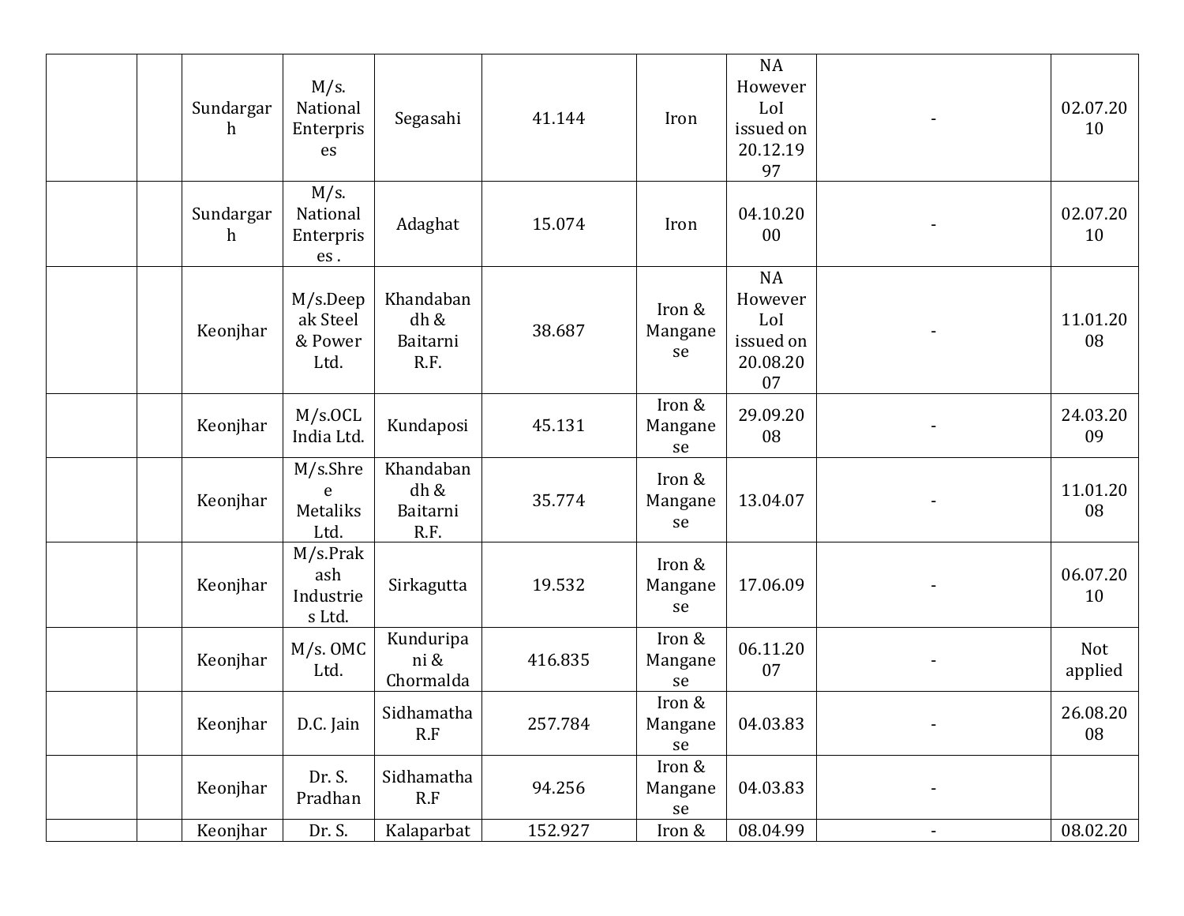| | | | | | | | | | |
|---|---|---|---|---|---|---|---|---|---|
| | | Sundargarh | M/s. National Enterprises | Segasahi | 41.144 | Iron | NA However LoI issued on 20.12.1997 | - | 02.07.2010 |
| | | Sundargarh | M/s. National Enterprises . | Adaghat | 15.074 | Iron | 04.10.2000 | - | 02.07.2010 |
| | | Keonjhar | M/s.Deepak Steel & Power Ltd. | Khandabandh & Baitarni R.F. | 38.687 | Iron & Manganese | NA However LoI issued on 20.08.2007 | - | 11.01.2008 |
| | | Keonjhar | M/s.OCL India Ltd. | Kundaposi | 45.131 | Iron & Manganese | 29.09.2008 | - | 24.03.2009 |
| | | Keonjhar | M/s.Shree Metaliks Ltd. | Khandabandh & Baitarni R.F. | 35.774 | Iron & Manganese | 13.04.07 | - | 11.01.2008 |
| | | Keonjhar | M/s.Prakash Industries Ltd. | Sirkagutta | 19.532 | Iron & Manganese | 17.06.09 | - | 06.07.2010 |
| | | Keonjhar | M/s. OMC Ltd. | Kunduripani & Chormalda | 416.835 | Iron & Manganese | 06.11.2007 | - | Not applied |
| | | Keonjhar | D.C. Jain | Sidhamatha R.F | 257.784 | Iron & Manganese | 04.03.83 | - | 26.08.2008 |
| | | Keonjhar | Dr. S. Pradhan | Sidhamatha R.F | 94.256 | Iron & Manganese | 04.03.83 | - | |
| | | Keonjhar | Dr. S. | Kalaparbat | 152.927 | Iron & | 08.04.99 | - | 08.02.20 |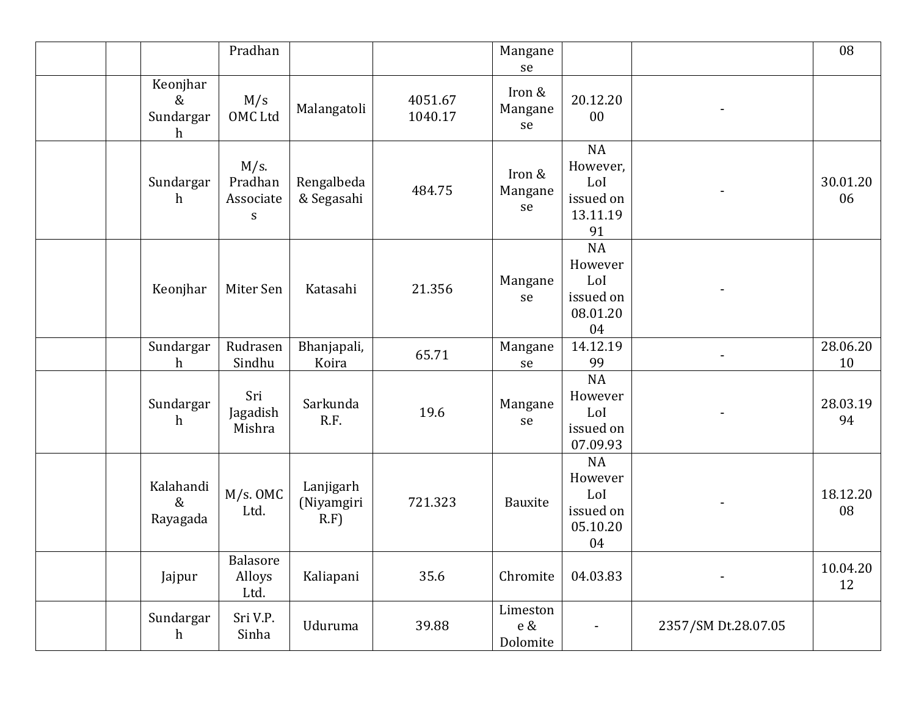| | | | | | | | | |
|---|---|---|---|---|---|---|---|---|
| | | | Pradhan | | | Manganese | | | 08 |
| | | Keonjhar & Sundargarh | M/s OMC Ltd | Malangatoli | 4051.67 1040.17 | Iron & Manganese | 20.12.2000 | - | |
| | | Sundargarh | M/s. Pradhan Associates | Rengalbeda & Segasahi | 484.75 | Iron & Manganese | NA However, LoI issued on 13.11.1991 | - | 30.01.2006 |
| | | Keonjhar | Miter Sen | Katasahi | 21.356 | Manganese | NA However LoI issued on 08.01.2004 | - | |
| | | Sundargarh | Rudrasen Sindhu | Bhanjapali, Koira | 65.71 | Manganese | 14.12.1999 | - | 28.06.2010 |
| | | Sundargarh | Sri Jagadish Mishra | Sarkunda R.F. | 19.6 | Manganese | NA However LoI issued on 07.09.93 | - | 28.03.1994 |
| | | Kalahandi & Rayagada | M/s. OMC Ltd. | Lanjigarh (Niyamgiri R.F) | 721.323 | Bauxite | NA However LoI issued on 05.10.2004 | - | 18.12.2008 |
| | | Jajpur | Balasore Alloys Ltd. | Kaliapani | 35.6 | Chromite | 04.03.83 | - | 10.04.2012 |
| | | Sundargarh | Sri V.P. Sinha | Uduruma | 39.88 | Limestone & Dolomite | - | 2357/SM Dt.28.07.05 | |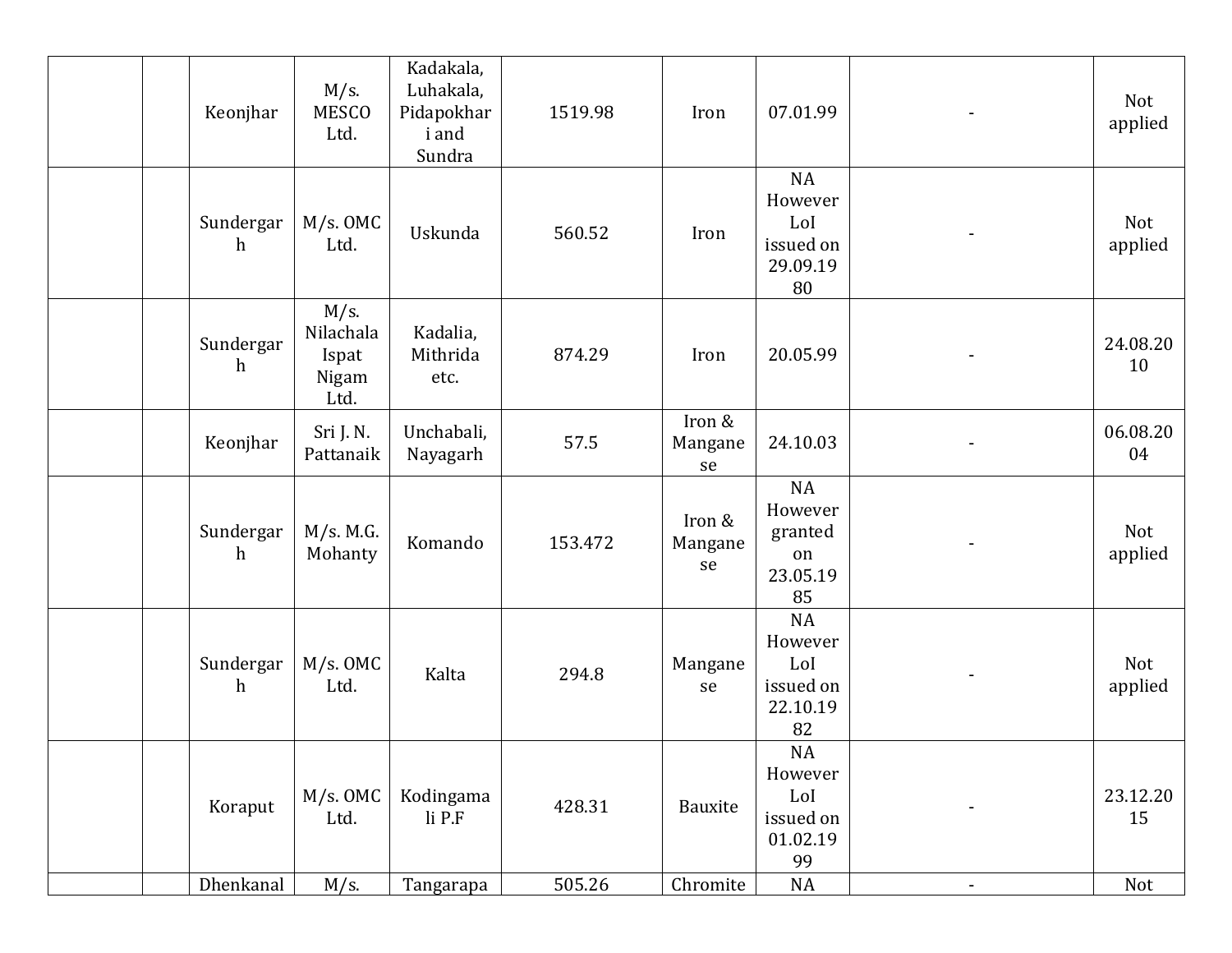| | | | | | | | | | |
|---|---|---|---|---|---|---|---|---|---|
| | | Keonjhar | M/s. MESCO Ltd. | Kadakala, Luhakala, Pidapokhari and Sundra | 1519.98 | Iron | 07.01.99 | - | Not applied |
| | | Sundergarh | M/s. OMC Ltd. | Uskunda | 560.52 | Iron | NA However LoI issued on 29.09.1980 | - | Not applied |
| | | Sundergarh | M/s. Nilachala Ispat Nigam Ltd. | Kadalia, Mithrida etc. | 874.29 | Iron | 20.05.99 | - | 24.08.2010 |
| | | Keonjhar | Sri J. N. Pattanaik | Unchabali, Nayagarh | 57.5 | Iron & Manganese | 24.10.03 | - | 06.08.2004 |
| | | Sundergarh | M/s. M.G. Mohanty | Komando | 153.472 | Iron & Manganese | NA However granted on 23.05.1985 | - | Not applied |
| | | Sundergarh | M/s. OMC Ltd. | Kalta | 294.8 | Manganese | NA However LoI issued on 22.10.1982 | - | Not applied |
| | | Koraput | M/s. OMC Ltd. | Kodingamali P.F | 428.31 | Bauxite | NA However LoI issued on 01.02.1999 | - | 23.12.2015 |
| | | Dhenkanal | M/s. | Tangarapa | 505.26 | Chromite | NA | - | Not |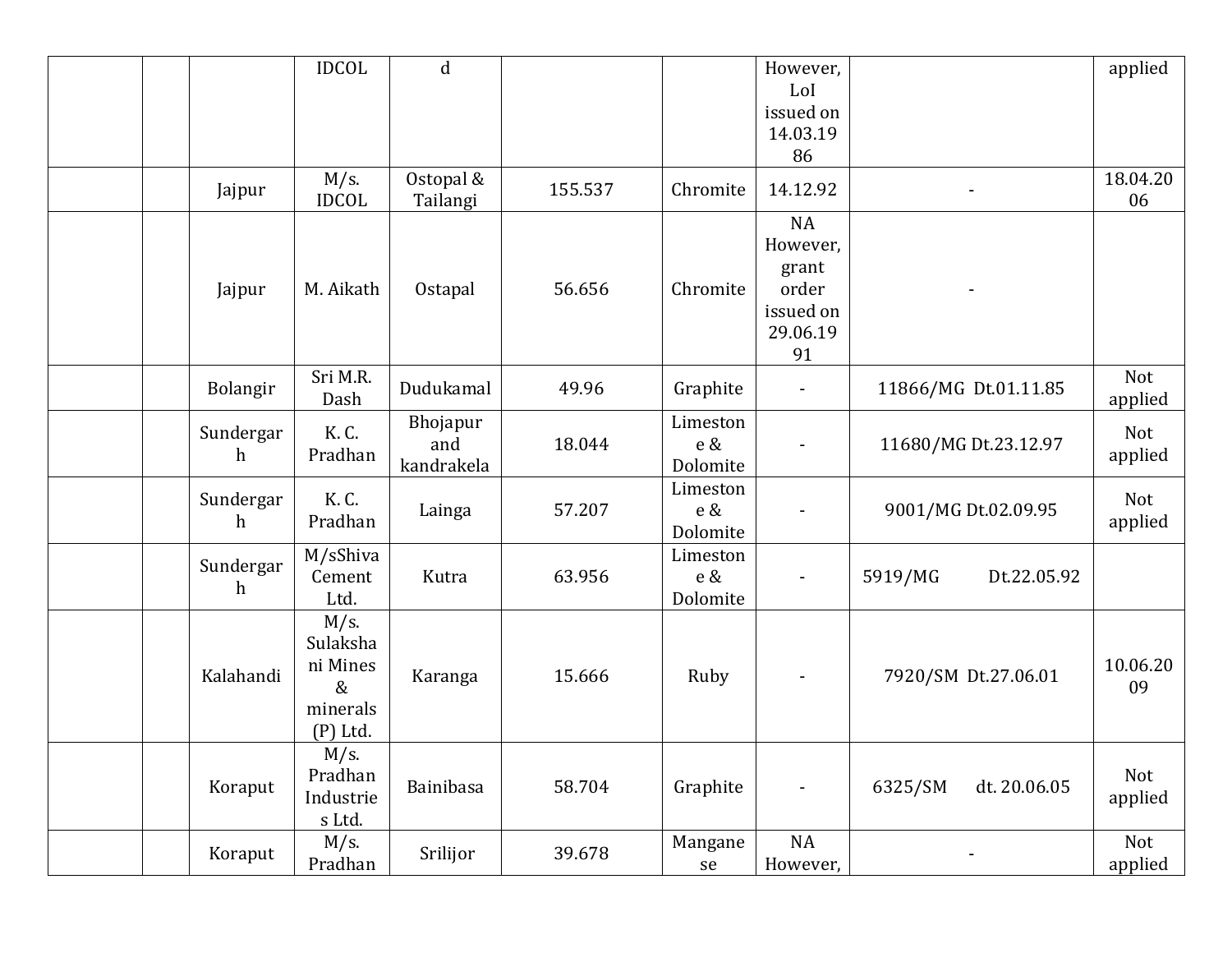| | | | | | | | | |
|---|---|---|---|---|---|---|---|---|
| | | | IDCOL | d | | | However, LoI issued on 14.03.1986 | | applied |
| | | Jajpur | M/s. IDCOL | Ostopal & Tailangi | 155.537 | Chromite | 14.12.92 | - | 18.04.2006 |
| | | Jajpur | M. Aikath | Ostapal | 56.656 | Chromite | NA However, grant order issued on 29.06.1991 | - | |
| | | Bolangir | Sri M.R. Dash | Dudukamal | 49.96 | Graphite | - | 11866/MG Dt.01.11.85 | Not applied |
| | | Sundergarh | K. C. Pradhan | Bhojapur and kandrakela | 18.044 | Limestone & Dolomite | - | 11680/MG Dt.23.12.97 | Not applied |
| | | Sundergarh | K. C. Pradhan | Lainga | 57.207 | Limestone & Dolomite | - | 9001/MG Dt.02.09.95 | Not applied |
| | | Sundergarh | M/sShiva Cement Ltd. | Kutra | 63.956 | Limestone & Dolomite | - | 5919/MG Dt.22.05.92 | |
| | | Kalahandi | M/s. Sulakshani Mines & minerals (P) Ltd. | Karanga | 15.666 | Ruby | - | 7920/SM Dt.27.06.01 | 10.06.2009 |
| | | Koraput | M/s. Pradhan Industries Ltd. | Bainibasa | 58.704 | Graphite | - | 6325/SM dt. 20.06.05 | Not applied |
| | | Koraput | M/s. Pradhan | Srilijor | 39.678 | Manganese | NA However, | - | Not applied |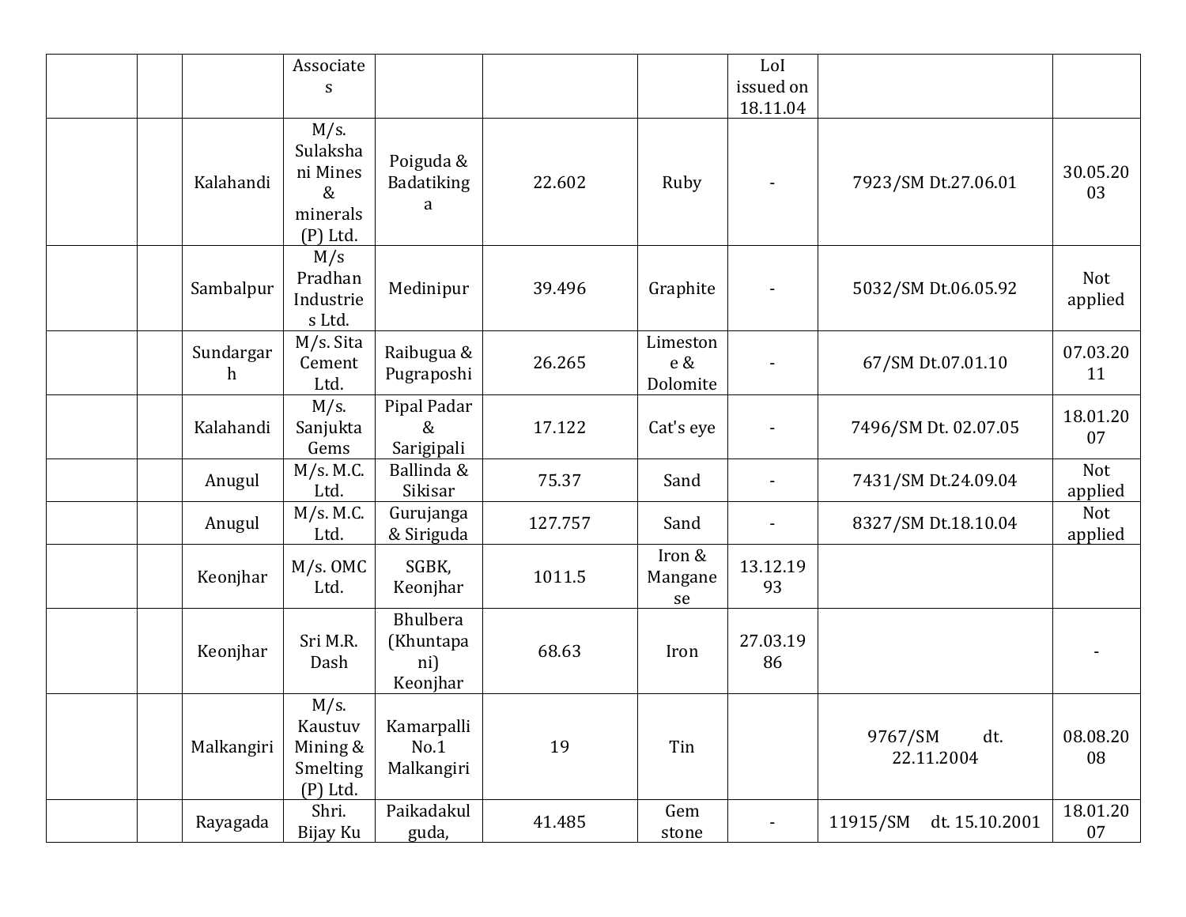| | | | | | | | | | |
|---|---|---|---|---|---|---|---|---|---|
| | | | Associates | | | | LoI issued on 18.11.04 | | |
| | | Kalahandi | M/s. Sulakshani Mines & minerals (P) Ltd. | Poiguda & Badatikinga | 22.602 | Ruby | - | 7923/SM Dt.27.06.01 | 30.05.2003 |
| | | Sambalpur | M/s Pradhan Industries Ltd. | Medinipur | 39.496 | Graphite | - | 5032/SM Dt.06.05.92 | Not applied |
| | | Sundargarh | M/s. Sita Cement Ltd. | Raibugua & Pugraposhi | 26.265 | Limestone & Dolomite | - | 67/SM Dt.07.01.10 | 07.03.2011 |
| | | Kalahandi | M/s. Sanjukta Gems | Pipal Padar & Sarigipali | 17.122 | Cat's eye | - | 7496/SM Dt. 02.07.05 | 18.01.2007 |
| | | Anugul | M/s. M.C. Ltd. | Ballinda & Sikisar | 75.37 | Sand | - | 7431/SM Dt.24.09.04 | Not applied |
| | | Anugul | M/s. M.C. Ltd. | Gurujanga & Siriguda | 127.757 | Sand | - | 8327/SM Dt.18.10.04 | Not applied |
| | | Keonjhar | M/s. OMC Ltd. | SGBK, Keonjhar | 1011.5 | Iron & Manganese | 13.12.1993 | | |
| | | Keonjhar | Sri M.R. Dash | Bhulbera (Khuntapani) Keonjhar | 68.63 | Iron | 27.03.1986 | | - |
| | | Malkangiri | M/s. Kaustuv Mining & Smelting (P) Ltd. | Kamarpalli No.1 Malkangiri | 19 | Tin | | 9767/SM dt. 22.11.2004 | 08.08.2008 |
| | | Rayagada | Shri. Bijay Ku | Paikadakulguda, | 41.485 | Gem stone | - | 11915/SM dt. 15.10.2001 | 18.01.2007 |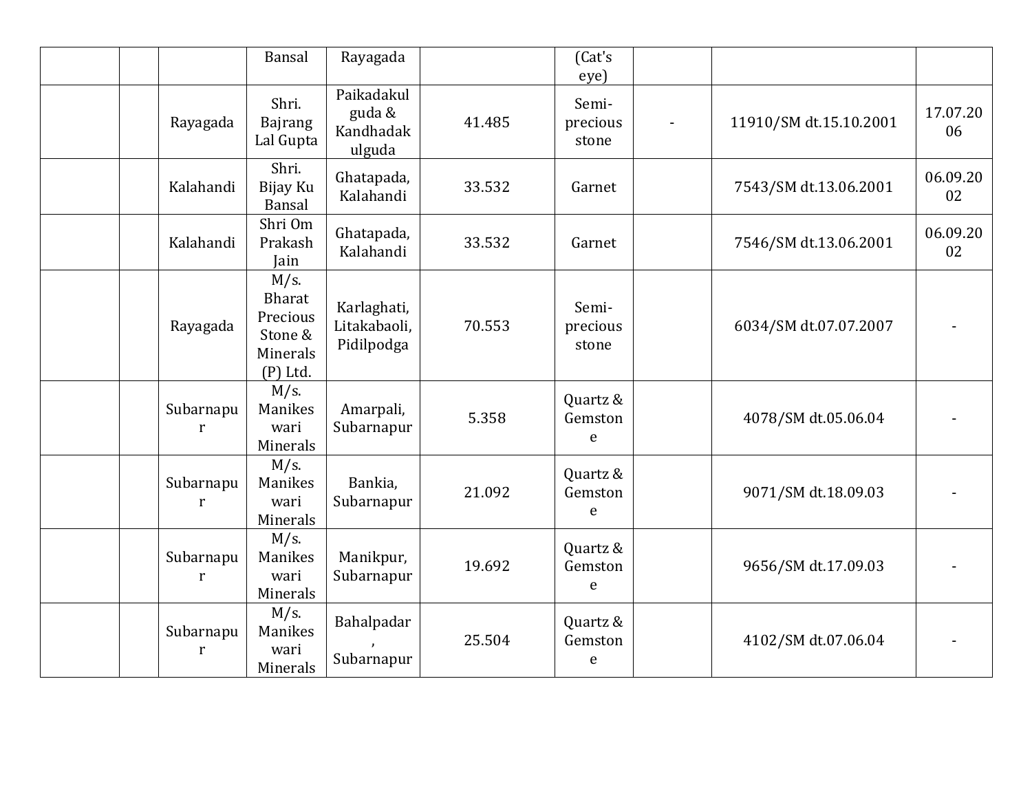| | | | | | | | | | |
|---|---|---|---|---|---|---|---|---|---|
| | | | Bansal | Rayagada | | (Cat's eye) | | | |
| | | Rayagada | Shri. Bajrang Lal Gupta | Paikadakulguda & Kandhadakulguda | 41.485 | Semi-precious stone | - | 11910/SM dt.15.10.2001 | 17.07.2006 |
| | | Kalahandi | Shri. Bijay Ku Bansal | Ghatapada, Kalahandi | 33.532 | Garnet | | 7543/SM dt.13.06.2001 | 06.09.2002 |
| | | Kalahandi | Shri Om Prakash Jain | Ghatapada, Kalahandi | 33.532 | Garnet | | 7546/SM dt.13.06.2001 | 06.09.2002 |
| | | Rayagada | M/s. Bharat Precious Stone & Minerals (P) Ltd. | Karlaghati, Litakabaoli, Pidilpodga | 70.553 | Semi-precious stone | | 6034/SM dt.07.07.2007 | - |
| | | Subarnapur | M/s. Manikeswari Minerals | Amarpali, Subarnapur | 5.358 | Quartz & Gemstone | | 4078/SM dt.05.06.04 | - |
| | | Subarnapur | M/s. Manikeswari Minerals | Bankia, Subarnapur | 21.092 | Quartz & Gemstone | | 9071/SM dt.18.09.03 | - |
| | | Subarnapur | M/s. Manikeswari Minerals | Manikpur, Subarnapur | 19.692 | Quartz & Gemstone | | 9656/SM dt.17.09.03 | - |
| | | Subarnapur | M/s. Manikeswari Minerals | Bahalpadar, Subarnapur | 25.504 | Quartz & Gemstone | | 4102/SM dt.07.06.04 | - |